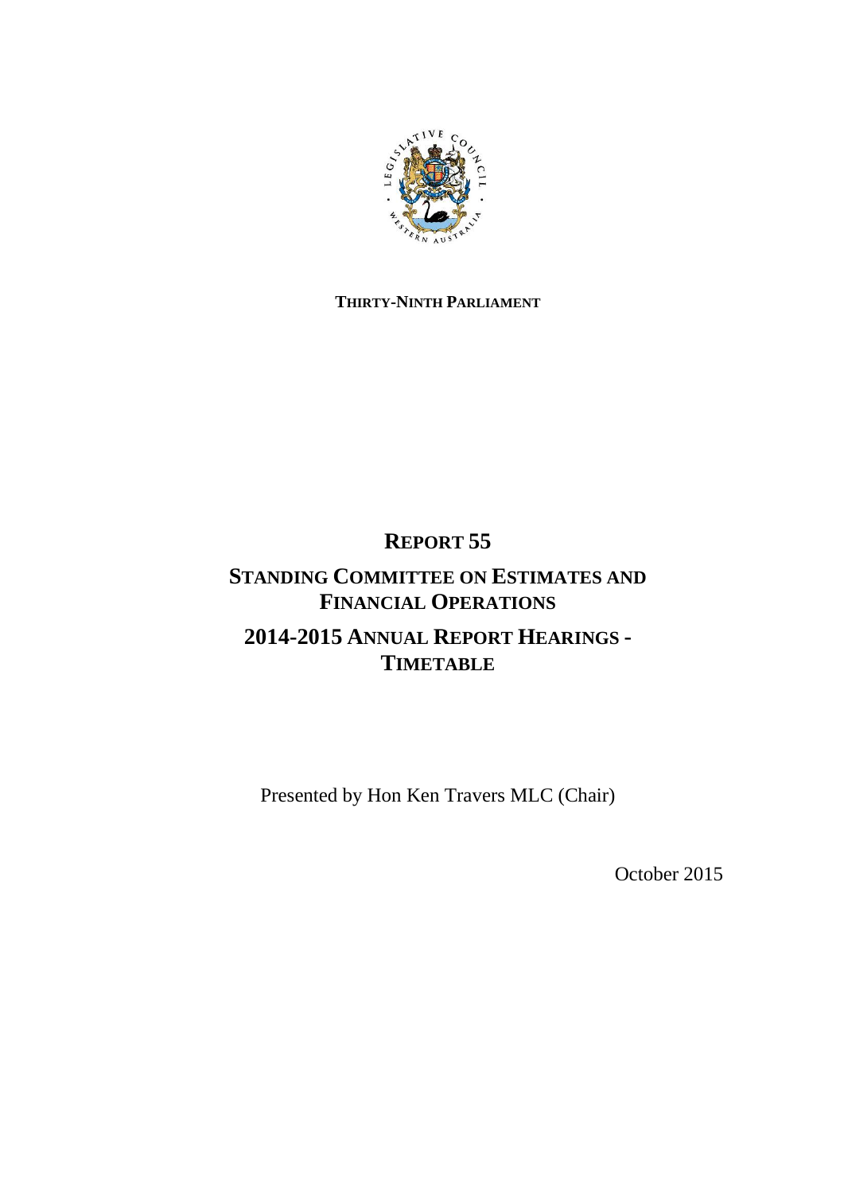**THIRTY-NINTH PARLIAMENT**

# REPORT 55

# STANDING COMMITTEE ON ESTIMATES AND FINANCIAL OPERATIONS

# 2014-2015 ANNUAL REPORT HEARINGS - TIMETABLE

Presented by Hon Ken Travers MLC (Chair)

October 2015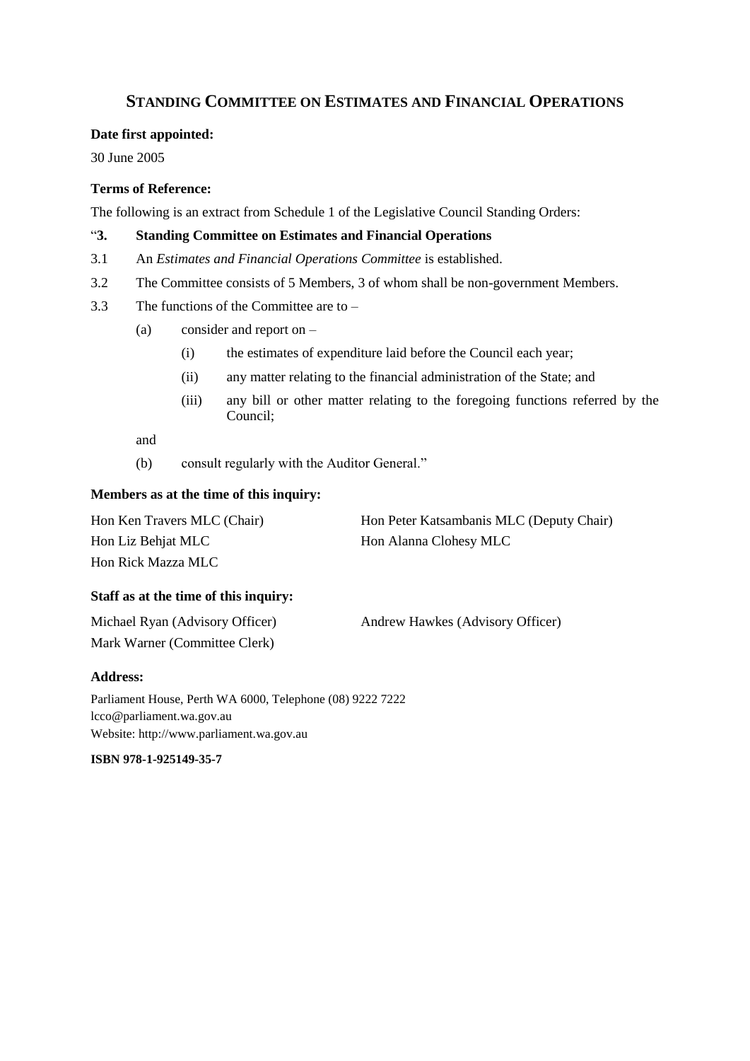# Standing Committee on Estimates and Financial Operations

**Date first appointed:**

30 June 2005

**Terms of Reference:**

The following is an extract from Schedule 1 of the Legislative Council Standing Orders:

"**3. Standing Committee on Estimates and Financial Operations**

3.1 An *Estimates and Financial Operations Committee* is established.

3.2 The Committee consists of 5 Members, 3 of whom shall be non-government Members.

3.3 The functions of the Committee are to –

(a) consider and report on –

(i) the estimates of expenditure laid before the Council each year;

(ii) any matter relating to the financial administration of the State; and

(iii) any bill or other matter relating to the foregoing functions referred by the Council;

and

(b) consult regularly with the Auditor General."

**Members as at the time of this inquiry:**

Hon Ken Travers MLC (Chair)
Hon Peter Katsambanis MLC (Deputy Chair)
Hon Liz Behjat MLC
Hon Alanna Clohesy MLC
Hon Rick Mazza MLC

**Staff as at the time of this inquiry:**

Michael Ryan (Advisory Officer)
Andrew Hawkes (Advisory Officer)
Mark Warner (Committee Clerk)

**Address:**

Parliament House, Perth WA 6000, Telephone (08) 9222 7222
lcco@parliament.wa.gov.au
Website: http://www.parliament.wa.gov.au

**ISBN 978-1-925149-35-7**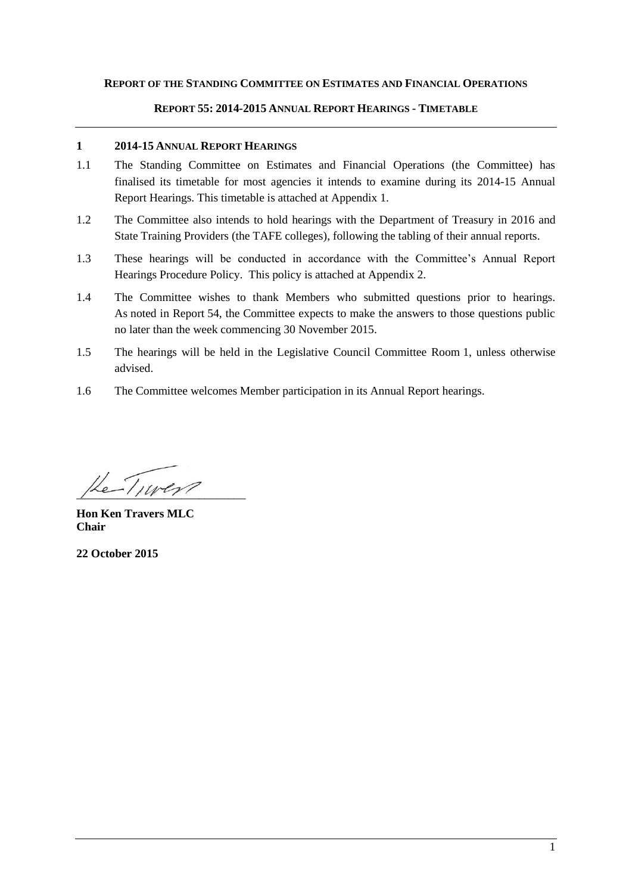**REPORT OF THE STANDING COMMITTEE ON ESTIMATES AND FINANCIAL OPERATIONS**

**REPORT 55: 2014-2015 ANNUAL REPORT HEARINGS - TIMETABLE**

## 1 2014-15 ANNUAL REPORT HEARINGS

1.1 The Standing Committee on Estimates and Financial Operations (the Committee) has finalised its timetable for most agencies it intends to examine during its 2014-15 Annual Report Hearings. This timetable is attached at Appendix 1.

1.2 The Committee also intends to hold hearings with the Department of Treasury in 2016 and State Training Providers (the TAFE colleges), following the tabling of their annual reports.

1.3 These hearings will be conducted in accordance with the Committee's Annual Report Hearings Procedure Policy. This policy is attached at Appendix 2.

1.4 The Committee wishes to thank Members who submitted questions prior to hearings. As noted in Report 54, the Committee expects to make the answers to those questions public no later than the week commencing 30 November 2015.

1.5 The hearings will be held in the Legislative Council Committee Room 1, unless otherwise advised.

1.6 The Committee welcomes Member participation in its Annual Report hearings.

**Hon Ken Travers MLC**
**Chair**

**22 October 2015**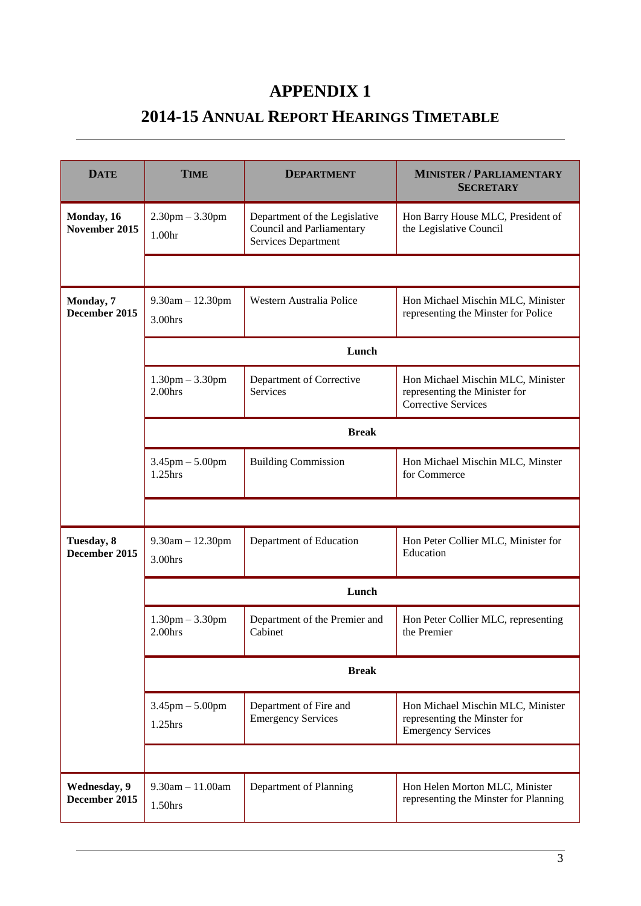# APPENDIX 1

## 2014-15 ANNUAL REPORT HEARINGS TIMETABLE

| DATE | TIME | DEPARTMENT | MINISTER / PARLIAMENTARY SECRETARY |
|---|---|---|---|
| **Monday, 16 November 2015** | 2.30pm – 3.30pm 1.00hr | Department of the Legislative Council and Parliamentary Services Department | Hon Barry House MLC, President of the Legislative Council |
| | | | |
| **Monday, 7 December 2015** | 9.30am – 12.30pm 3.00hrs | Western Australia Police | Hon Michael Mischin MLC, Minister representing the Minster for Police |
| | **Lunch** | | |
| | 1.30pm – 3.30pm 2.00hrs | Department of Corrective Services | Hon Michael Mischin MLC, Minister representing the Minister for Corrective Services |
| | **Break** | | |
| | 3.45pm – 5.00pm 1.25hrs | Building Commission | Hon Michael Mischin MLC, Minster for Commerce |
| | | | |
| **Tuesday, 8 December 2015** | 9.30am – 12.30pm 3.00hrs | Department of Education | Hon Peter Collier MLC, Minister for Education |
| | **Lunch** | | |
| | 1.30pm – 3.30pm 2.00hrs | Department of the Premier and Cabinet | Hon Peter Collier MLC, representing the Premier |
| | **Break** | | |
| | 3.45pm – 5.00pm 1.25hrs | Department of Fire and Emergency Services | Hon Michael Mischin MLC, Minister representing the Minster for Emergency Services |
| | | | |
| **Wednesday, 9 December 2015** | 9.30am – 11.00am 1.50hrs | Department of Planning | Hon Helen Morton MLC, Minister representing the Minster for Planning |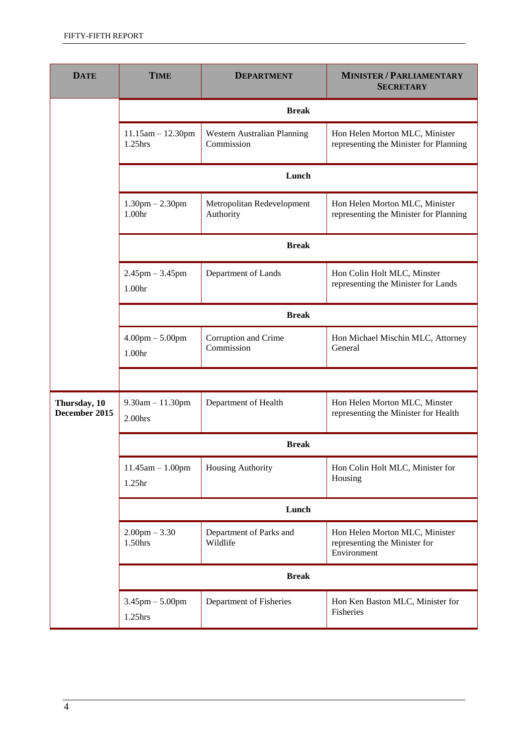| Date | Time | Department | Minister / Parliamentary Secretary |
|---|---|---|---|
| | **Break** | | |
| | 11.15am – 12.30pm 1.25hrs | Western Australian Planning Commission | Hon Helen Morton MLC, Minister representing the Minister for Planning |
| | **Lunch** | | |
| | 1.30pm – 2.30pm 1.00hr | Metropolitan Redevelopment Authority | Hon Helen Morton MLC, Minister representing the Minister for Planning |
| | **Break** | | |
| | 2.45pm – 3.45pm 1.00hr | Department of Lands | Hon Colin Holt MLC, Minster representing the Minister for Lands |
| | **Break** | | |
| | 4.00pm – 5.00pm 1.00hr | Corruption and Crime Commission | Hon Michael Mischin MLC, Attorney General |
| | | | |
| **Thursday, 10 December 2015** | 9.30am – 11.30pm 2.00hrs | Department of Health | Hon Helen Morton MLC, Minster representing the Minister for Health |
| | **Break** | | |
| | 11.45am – 1.00pm 1.25hr | Housing Authority | Hon Colin Holt MLC, Minister for Housing |
| | **Lunch** | | |
| | 2.00pm – 3.30 1.50hrs | Department of Parks and Wildlife | Hon Helen Morton MLC, Minister representing the Minister for Environment |
| | **Break** | | |
| | 3.45pm – 5.00pm 1.25hrs | Department of Fisheries | Hon Ken Baston MLC, Minister for Fisheries |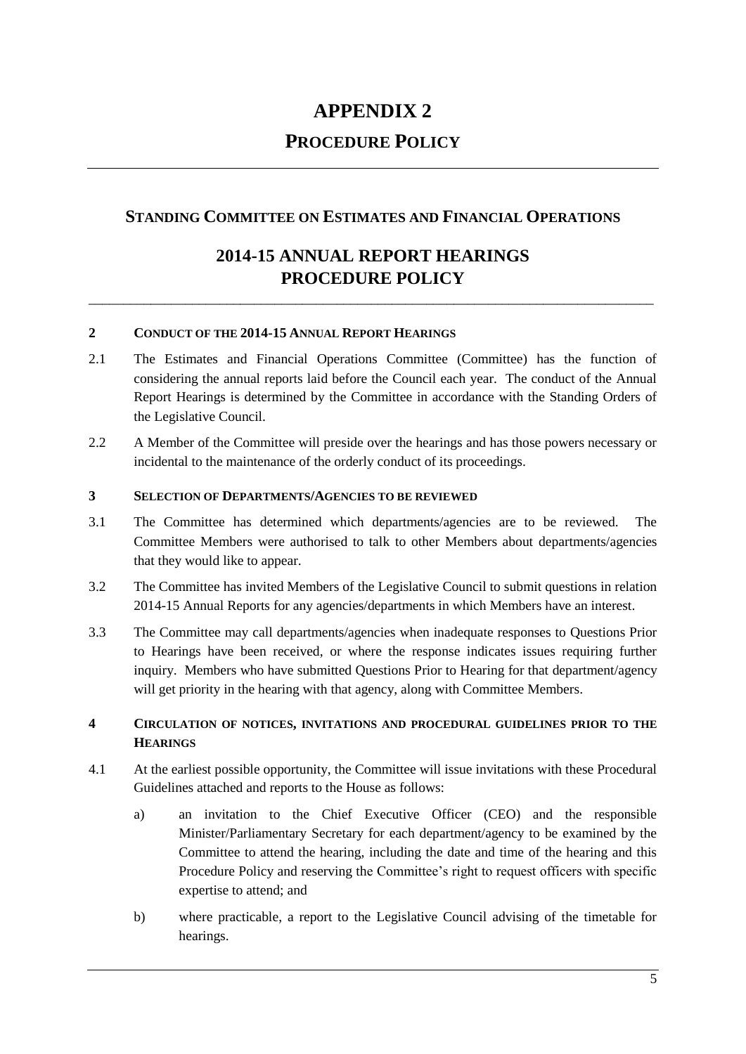# APPENDIX 2

## PROCEDURE POLICY

---

### STANDING COMMITTEE ON ESTIMATES AND FINANCIAL OPERATIONS

## 2014-15 ANNUAL REPORT HEARINGS PROCEDURE POLICY

---

### 2 CONDUCT OF THE 2014-15 ANNUAL REPORT HEARINGS

2.1 The Estimates and Financial Operations Committee (Committee) has the function of considering the annual reports laid before the Council each year. The conduct of the Annual Report Hearings is determined by the Committee in accordance with the Standing Orders of the Legislative Council.

2.2 A Member of the Committee will preside over the hearings and has those powers necessary or incidental to the maintenance of the orderly conduct of its proceedings.

### 3 SELECTION OF DEPARTMENTS/AGENCIES TO BE REVIEWED

3.1 The Committee has determined which departments/agencies are to be reviewed. The Committee Members were authorised to talk to other Members about departments/agencies that they would like to appear.

3.2 The Committee has invited Members of the Legislative Council to submit questions in relation 2014-15 Annual Reports for any agencies/departments in which Members have an interest.

3.3 The Committee may call departments/agencies when inadequate responses to Questions Prior to Hearings have been received, or where the response indicates issues requiring further inquiry. Members who have submitted Questions Prior to Hearing for that department/agency will get priority in the hearing with that agency, along with Committee Members.

### 4 CIRCULATION OF NOTICES, INVITATIONS AND PROCEDURAL GUIDELINES PRIOR TO THE HEARINGS

4.1 At the earliest possible opportunity, the Committee will issue invitations with these Procedural Guidelines attached and reports to the House as follows:

a) an invitation to the Chief Executive Officer (CEO) and the responsible Minister/Parliamentary Secretary for each department/agency to be examined by the Committee to attend the hearing, including the date and time of the hearing and this Procedure Policy and reserving the Committee's right to request officers with specific expertise to attend; and

b) where practicable, a report to the Legislative Council advising of the timetable for hearings.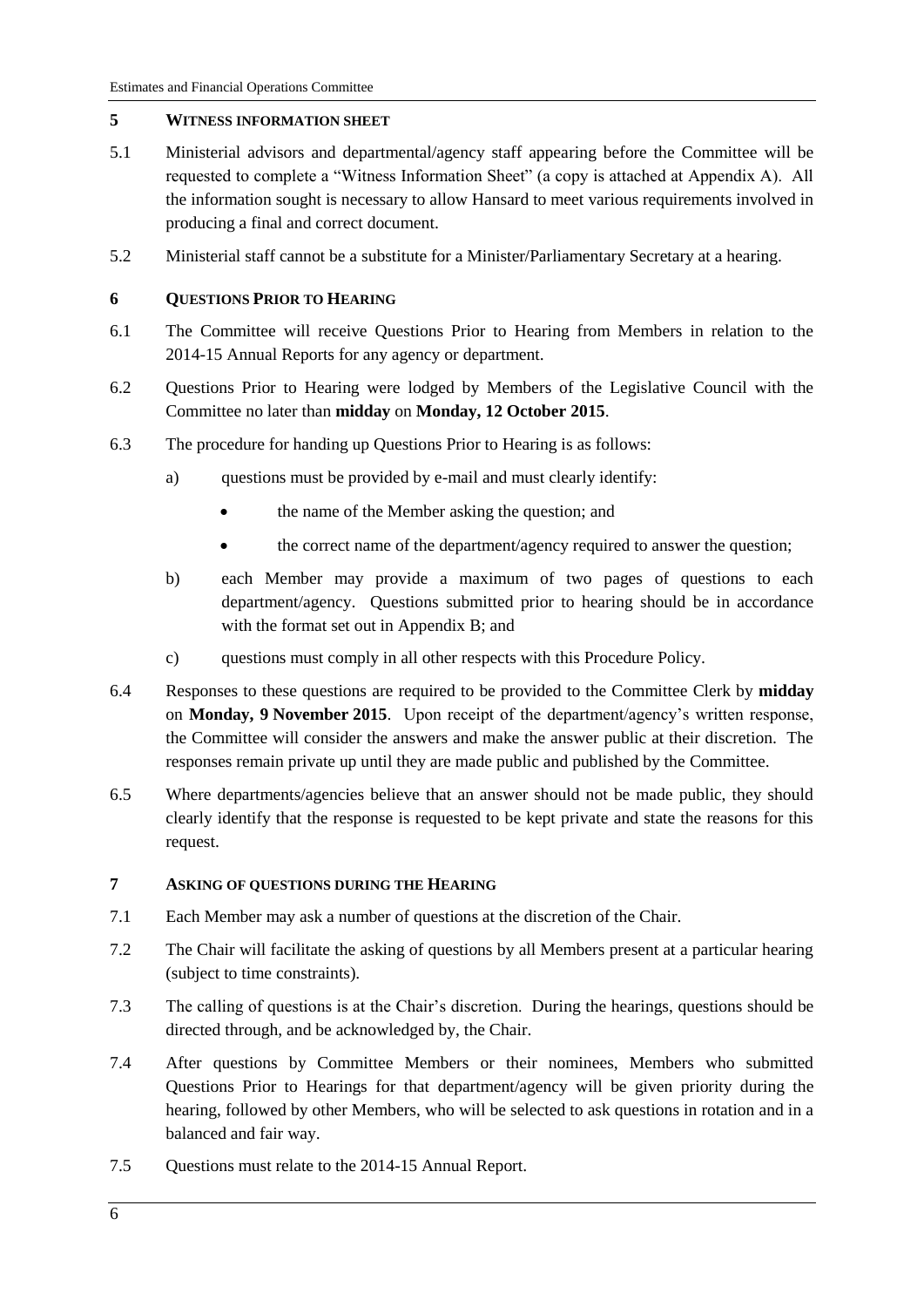## 5 WITNESS INFORMATION SHEET

5.1 Ministerial advisors and departmental/agency staff appearing before the Committee will be requested to complete a "Witness Information Sheet" (a copy is attached at Appendix A). All the information sought is necessary to allow Hansard to meet various requirements involved in producing a final and correct document.

5.2 Ministerial staff cannot be a substitute for a Minister/Parliamentary Secretary at a hearing.

## 6 QUESTIONS PRIOR TO HEARING

6.1 The Committee will receive Questions Prior to Hearing from Members in relation to the 2014-15 Annual Reports for any agency or department.

6.2 Questions Prior to Hearing were lodged by Members of the Legislative Council with the Committee no later than **midday** on **Monday, 12 October 2015**.

6.3 The procedure for handing up Questions Prior to Hearing is as follows:

a) questions must be provided by e-mail and must clearly identify:

- the name of the Member asking the question; and
- the correct name of the department/agency required to answer the question;

b) each Member may provide a maximum of two pages of questions to each department/agency. Questions submitted prior to hearing should be in accordance with the format set out in Appendix B; and

c) questions must comply in all other respects with this Procedure Policy.

6.4 Responses to these questions are required to be provided to the Committee Clerk by **midday** on **Monday, 9 November 2015**. Upon receipt of the department/agency's written response, the Committee will consider the answers and make the answer public at their discretion. The responses remain private up until they are made public and published by the Committee.

6.5 Where departments/agencies believe that an answer should not be made public, they should clearly identify that the response is requested to be kept private and state the reasons for this request.

## 7 ASKING OF QUESTIONS DURING THE HEARING

7.1 Each Member may ask a number of questions at the discretion of the Chair.

7.2 The Chair will facilitate the asking of questions by all Members present at a particular hearing (subject to time constraints).

7.3 The calling of questions is at the Chair's discretion. During the hearings, questions should be directed through, and be acknowledged by, the Chair.

7.4 After questions by Committee Members or their nominees, Members who submitted Questions Prior to Hearings for that department/agency will be given priority during the hearing, followed by other Members, who will be selected to ask questions in rotation and in a balanced and fair way.

7.5 Questions must relate to the 2014-15 Annual Report.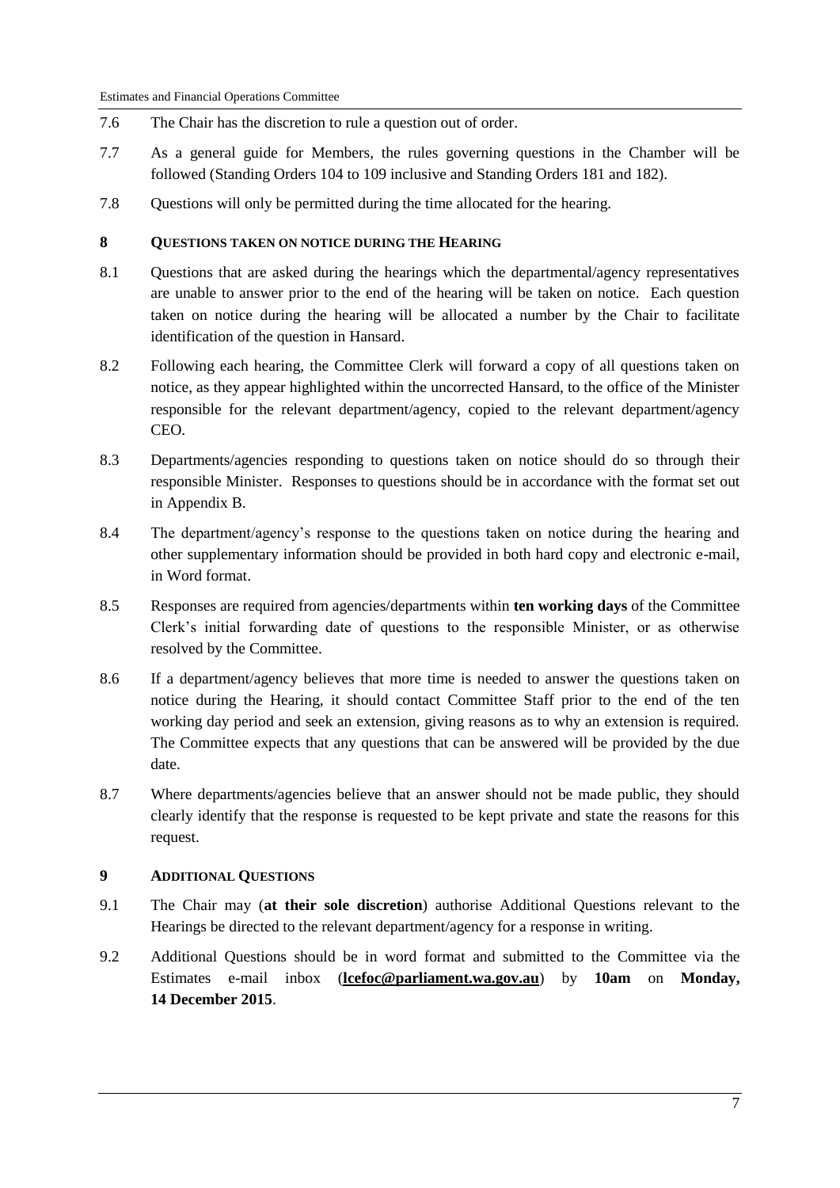7.6 The Chair has the discretion to rule a question out of order.

7.7 As a general guide for Members, the rules governing questions in the Chamber will be followed (Standing Orders 104 to 109 inclusive and Standing Orders 181 and 182).

7.8 Questions will only be permitted during the time allocated for the hearing.

## 8 QUESTIONS TAKEN ON NOTICE DURING THE HEARING

8.1 Questions that are asked during the hearings which the departmental/agency representatives are unable to answer prior to the end of the hearing will be taken on notice. Each question taken on notice during the hearing will be allocated a number by the Chair to facilitate identification of the question in Hansard.

8.2 Following each hearing, the Committee Clerk will forward a copy of all questions taken on notice, as they appear highlighted within the uncorrected Hansard, to the office of the Minister responsible for the relevant department/agency, copied to the relevant department/agency CEO.

8.3 Departments/agencies responding to questions taken on notice should do so through their responsible Minister. Responses to questions should be in accordance with the format set out in Appendix B.

8.4 The department/agency's response to the questions taken on notice during the hearing and other supplementary information should be provided in both hard copy and electronic e-mail, in Word format.

8.5 Responses are required from agencies/departments within **ten working days** of the Committee Clerk's initial forwarding date of questions to the responsible Minister, or as otherwise resolved by the Committee.

8.6 If a department/agency believes that more time is needed to answer the questions taken on notice during the Hearing, it should contact Committee Staff prior to the end of the ten working day period and seek an extension, giving reasons as to why an extension is required. The Committee expects that any questions that can be answered will be provided by the due date.

8.7 Where departments/agencies believe that an answer should not be made public, they should clearly identify that the response is requested to be kept private and state the reasons for this request.

## 9 ADDITIONAL QUESTIONS

9.1 The Chair may (**at their sole discretion**) authorise Additional Questions relevant to the Hearings be directed to the relevant department/agency for a response in writing.

9.2 Additional Questions should be in word format and submitted to the Committee via the Estimates e-mail inbox (**lcefoc@parliament.wa.gov.au**) by **10am** on **Monday, 14 December 2015**.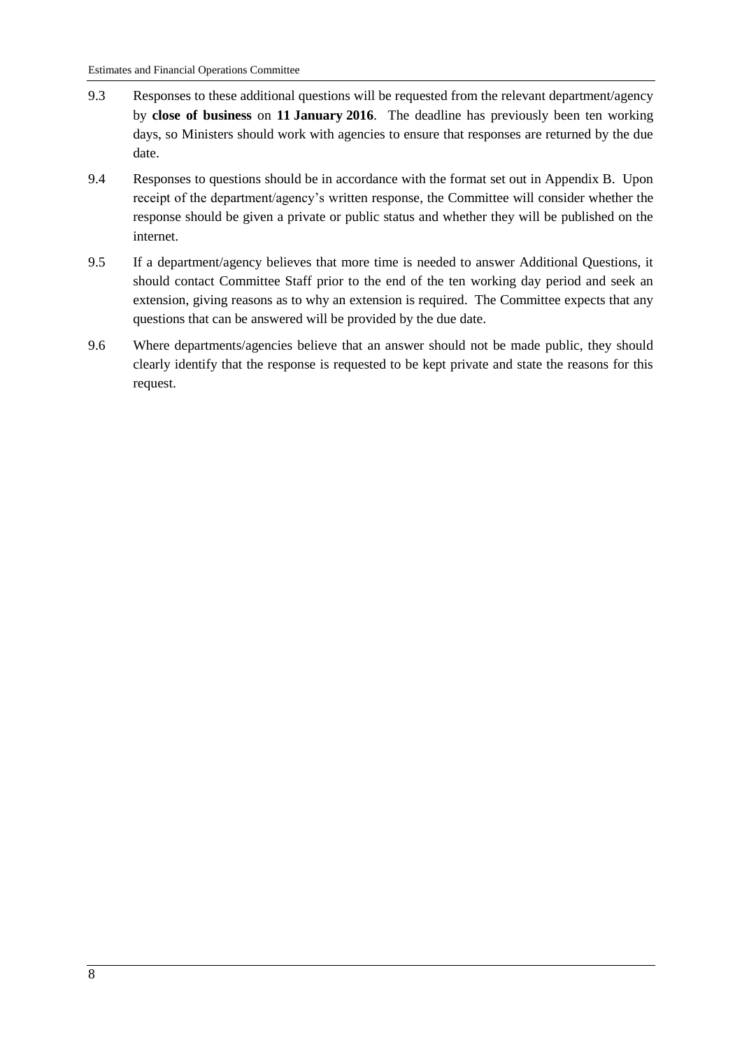9.3 Responses to these additional questions will be requested from the relevant department/agency by **close of business** on **11 January 2016**. The deadline has previously been ten working days, so Ministers should work with agencies to ensure that responses are returned by the due date.

9.4 Responses to questions should be in accordance with the format set out in Appendix B. Upon receipt of the department/agency's written response, the Committee will consider whether the response should be given a private or public status and whether they will be published on the internet.

9.5 If a department/agency believes that more time is needed to answer Additional Questions, it should contact Committee Staff prior to the end of the ten working day period and seek an extension, giving reasons as to why an extension is required. The Committee expects that any questions that can be answered will be provided by the due date.

9.6 Where departments/agencies believe that an answer should not be made public, they should clearly identify that the response is requested to be kept private and state the reasons for this request.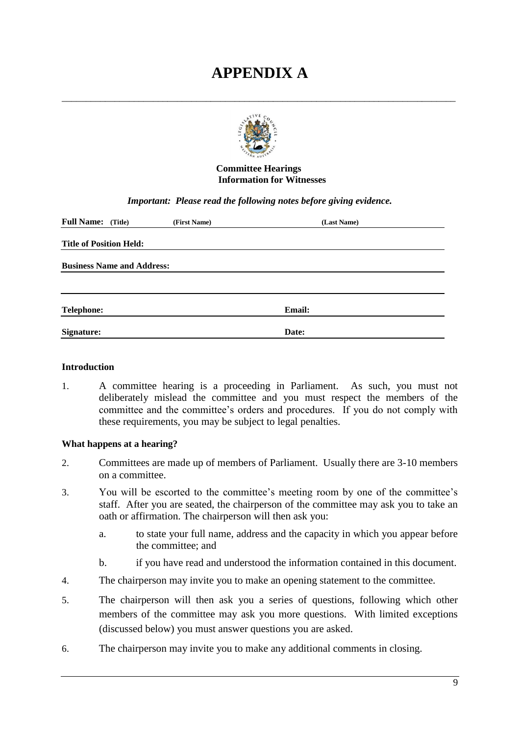# APPENDIX A

**Committee Hearings**
**Information for Witnesses**

***Important: Please read the following notes before giving evidence.***

**Full Name:** **(Title)** **(First Name)** **(Last Name)**

**Title of Position Held:**

**Business Name and Address:**

**Telephone:** **Email:**

**Signature:** **Date:**

### Introduction

1. A committee hearing is a proceeding in Parliament. As such, you must not deliberately mislead the committee and you must respect the members of the committee and the committee's orders and procedures. If you do not comply with these requirements, you may be subject to legal penalties.

### What happens at a hearing?

2. Committees are made up of members of Parliament. Usually there are 3-10 members on a committee.
3. You will be escorted to the committee's meeting room by one of the committee's staff. After you are seated, the chairperson of the committee may ask you to take an oath or affirmation. The chairperson will then ask you:
   a. to state your full name, address and the capacity in which you appear before the committee; and
   b. if you have read and understood the information contained in this document.
4. The chairperson may invite you to make an opening statement to the committee.
5. The chairperson will then ask you a series of questions, following which other members of the committee may ask you more questions. With limited exceptions (discussed below) you must answer questions you are asked.
6. The chairperson may invite you to make any additional comments in closing.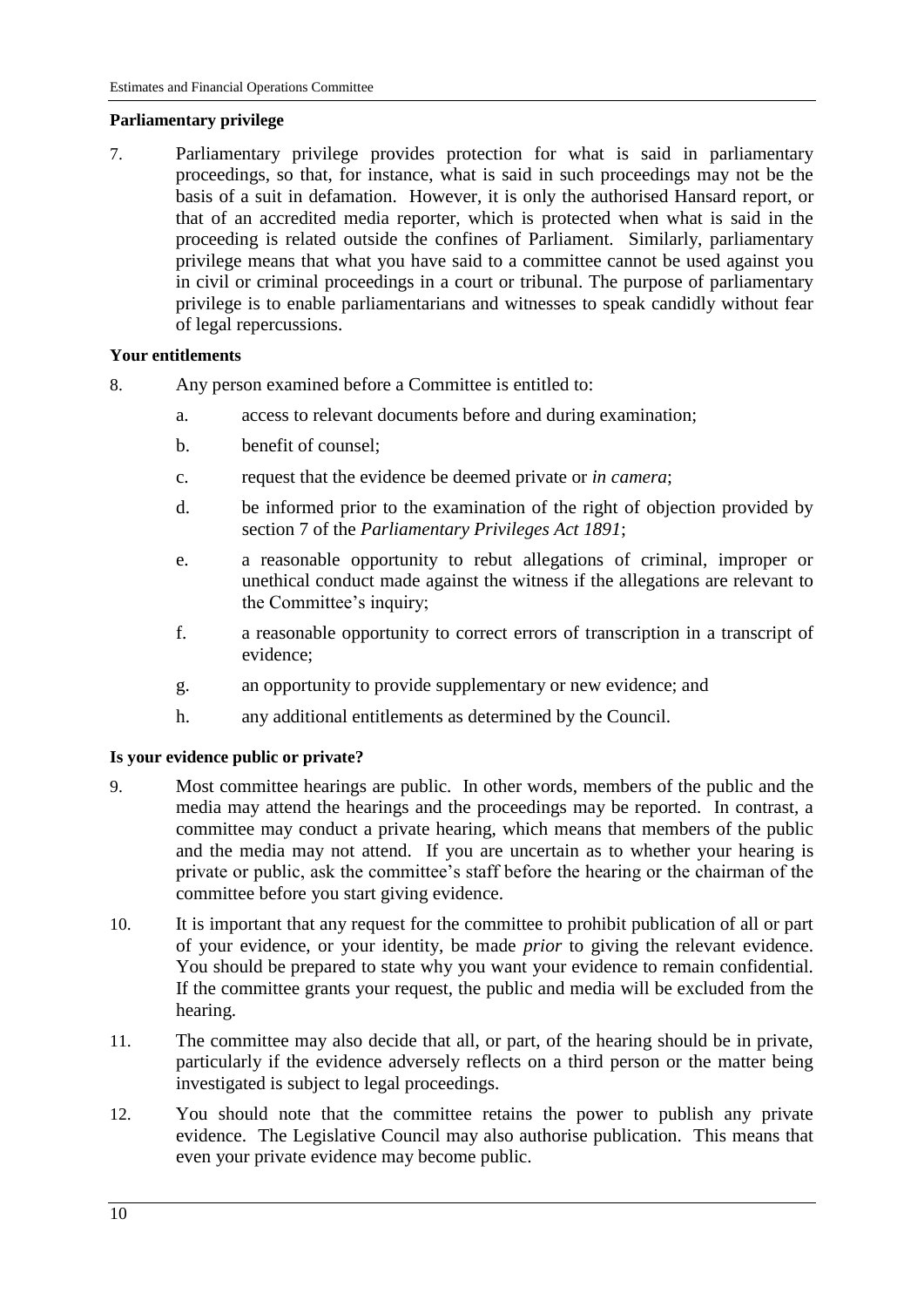**Parliamentary privilege**

7. Parliamentary privilege provides protection for what is said in parliamentary proceedings, so that, for instance, what is said in such proceedings may not be the basis of a suit in defamation. However, it is only the authorised Hansard report, or that of an accredited media reporter, which is protected when what is said in the proceeding is related outside the confines of Parliament. Similarly, parliamentary privilege means that what you have said to a committee cannot be used against you in civil or criminal proceedings in a court or tribunal. The purpose of parliamentary privilege is to enable parliamentarians and witnesses to speak candidly without fear of legal repercussions.

**Your entitlements**

8. Any person examined before a Committee is entitled to:

   a. access to relevant documents before and during examination;

   b. benefit of counsel;

   c. request that the evidence be deemed private or *in camera*;

   d. be informed prior to the examination of the right of objection provided by section 7 of the *Parliamentary Privileges Act 1891*;

   e. a reasonable opportunity to rebut allegations of criminal, improper or unethical conduct made against the witness if the allegations are relevant to the Committee's inquiry;

   f. a reasonable opportunity to correct errors of transcription in a transcript of evidence;

   g. an opportunity to provide supplementary or new evidence; and

   h. any additional entitlements as determined by the Council.

**Is your evidence public or private?**

9. Most committee hearings are public. In other words, members of the public and the media may attend the hearings and the proceedings may be reported. In contrast, a committee may conduct a private hearing, which means that members of the public and the media may not attend. If you are uncertain as to whether your hearing is private or public, ask the committee's staff before the hearing or the chairman of the committee before you start giving evidence.

10. It is important that any request for the committee to prohibit publication of all or part of your evidence, or your identity, be made *prior* to giving the relevant evidence. You should be prepared to state why you want your evidence to remain confidential. If the committee grants your request, the public and media will be excluded from the hearing.

11. The committee may also decide that all, or part, of the hearing should be in private, particularly if the evidence adversely reflects on a third person or the matter being investigated is subject to legal proceedings.

12. You should note that the committee retains the power to publish any private evidence. The Legislative Council may also authorise publication. This means that even your private evidence may become public.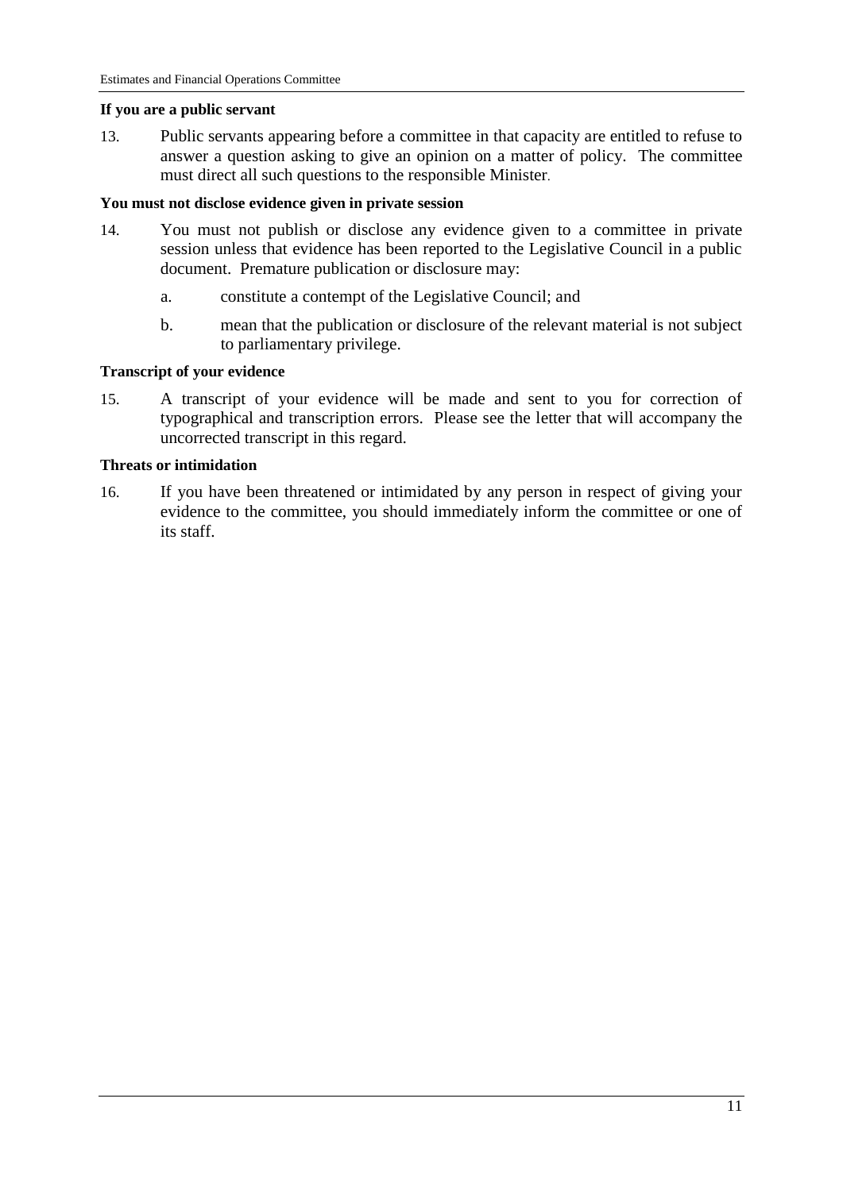**If you are a public servant**

13. Public servants appearing before a committee in that capacity are entitled to refuse to answer a question asking to give an opinion on a matter of policy. The committee must direct all such questions to the responsible Minister.

**You must not disclose evidence given in private session**

14. You must not publish or disclose any evidence given to a committee in private session unless that evidence has been reported to the Legislative Council in a public document. Premature publication or disclosure may:

    a. constitute a contempt of the Legislative Council; and

    b. mean that the publication or disclosure of the relevant material is not subject to parliamentary privilege.

**Transcript of your evidence**

15. A transcript of your evidence will be made and sent to you for correction of typographical and transcription errors. Please see the letter that will accompany the uncorrected transcript in this regard.

**Threats or intimidation**

16. If you have been threatened or intimidated by any person in respect of giving your evidence to the committee, you should immediately inform the committee or one of its staff.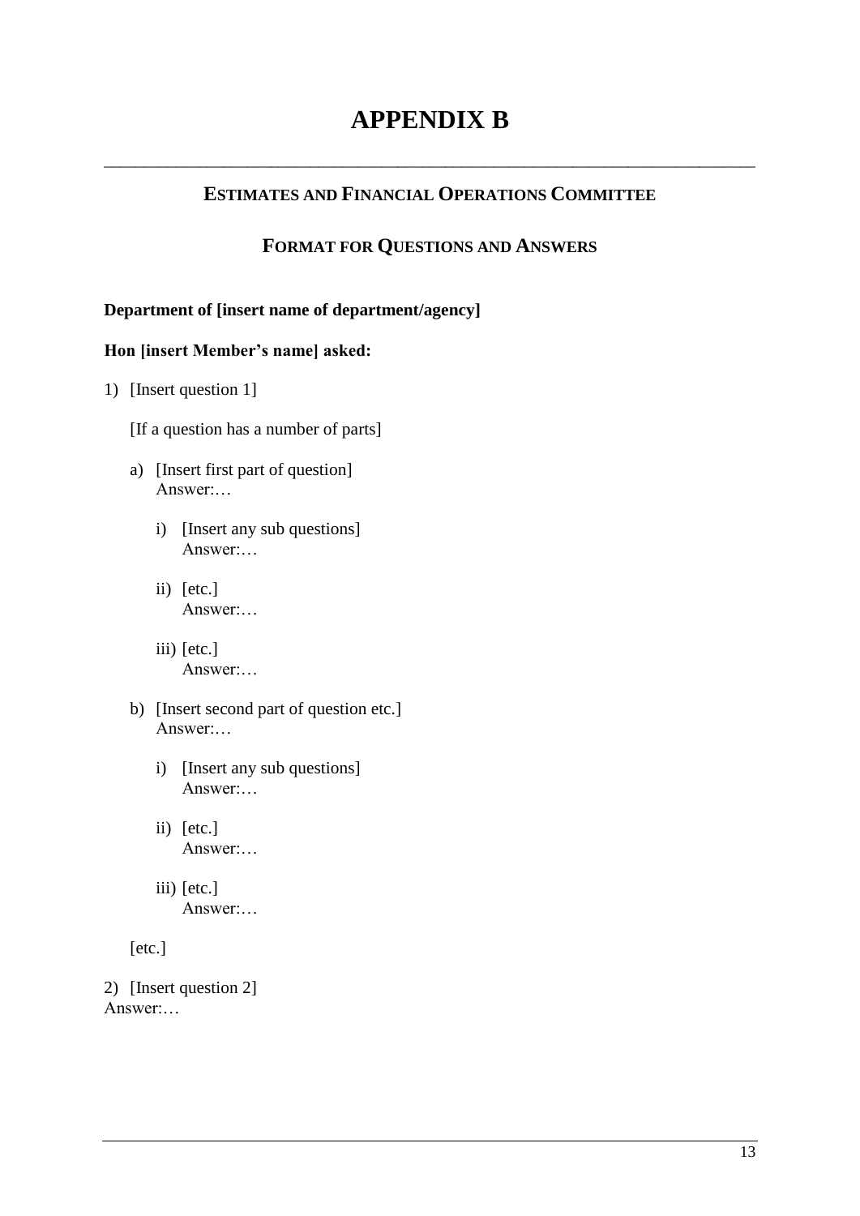# APPENDIX B

---

## ESTIMATES AND FINANCIAL OPERATIONS COMMITTEE

## FORMAT FOR QUESTIONS AND ANSWERS

**Department of [insert name of department/agency]**

**Hon [insert Member's name] asked:**

1) [Insert question 1]

   [If a question has a number of parts]

   a) [Insert first part of question]
      Answer:…

      i) [Insert any sub questions]
         Answer:…

      ii) [etc.]
          Answer:…

      iii) [etc.]
           Answer:…

   b) [Insert second part of question etc.]
      Answer:…

      i) [Insert any sub questions]
         Answer:…

      ii) [etc.]
          Answer:…

      iii) [etc.]
           Answer:…

   [etc.]

2) [Insert question 2]
Answer:…